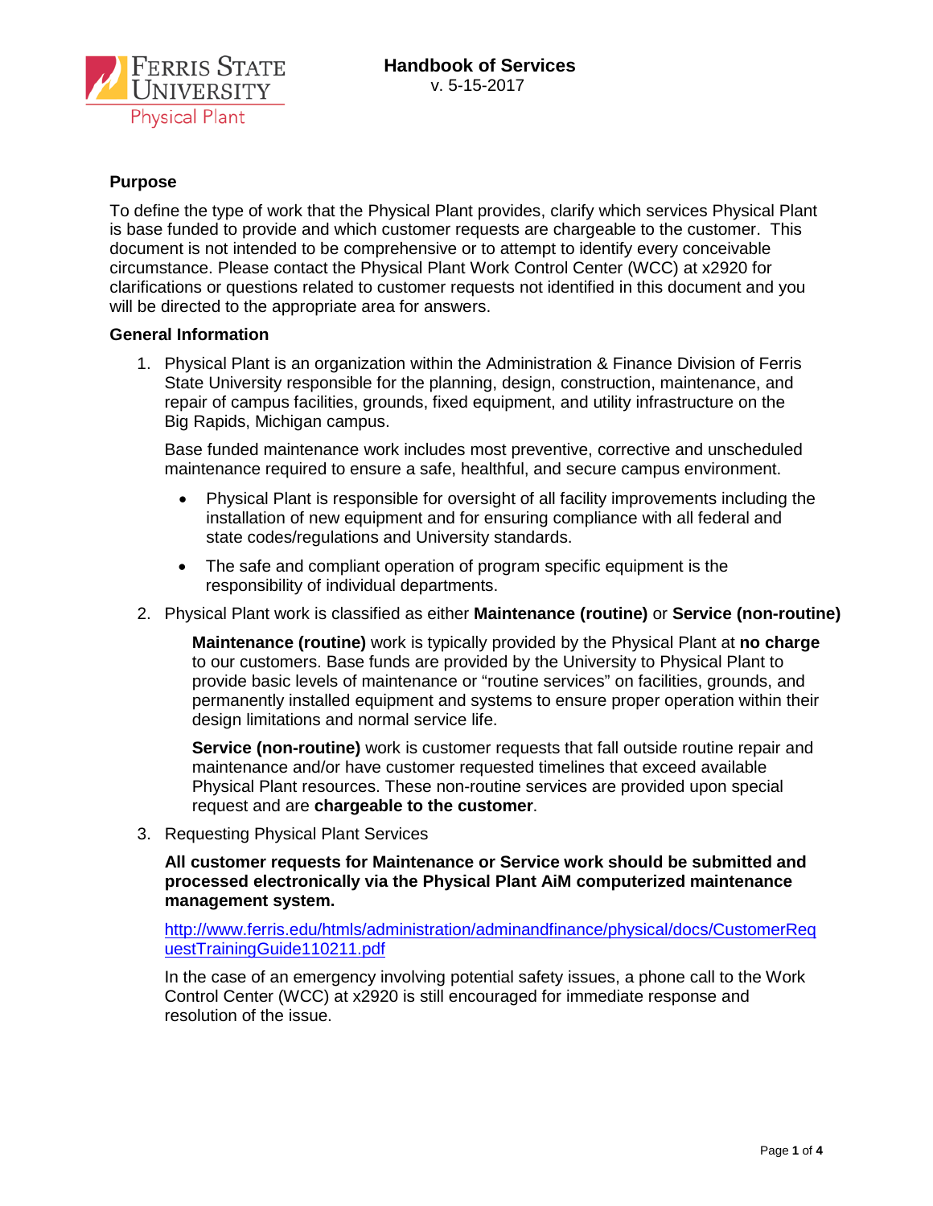Ferris State University Physical Plant

# Handbook of Services

v. 5-15-2017

## Purpose

To define the type of work that the Physical Plant provides, clarify which services Physical Plant is base funded to provide and which customer requests are chargeable to the customer. This document is not intended to be comprehensive or to attempt to identify every conceivable circumstance. Please contact the Physical Plant Work Control Center (WCC) at x2920 for clarifications or questions related to customer requests not identified in this document and you will be directed to the appropriate area for answers.

## General Information

1. Physical Plant is an organization within the Administration & Finance Division of Ferris State University responsible for the planning, design, construction, maintenance, and repair of campus facilities, grounds, fixed equipment, and utility infrastructure on the Big Rapids, Michigan campus.

   Base funded maintenance work includes most preventive, corrective and unscheduled maintenance required to ensure a safe, healthful, and secure campus environment.

   - Physical Plant is responsible for oversight of all facility improvements including the installation of new equipment and for ensuring compliance with all federal and state codes/regulations and University standards.
   - The safe and compliant operation of program specific equipment is the responsibility of individual departments.

2. Physical Plant work is classified as either **Maintenance (routine)** or **Service (non-routine)**

   **Maintenance (routine)** work is typically provided by the Physical Plant at **no charge** to our customers. Base funds are provided by the University to Physical Plant to provide basic levels of maintenance or "routine services" on facilities, grounds, and permanently installed equipment and systems to ensure proper operation within their design limitations and normal service life.

   **Service (non-routine)** work is customer requests that fall outside routine repair and maintenance and/or have customer requested timelines that exceed available Physical Plant resources. These non-routine services are provided upon special request and are **chargeable to the customer**.

3. Requesting Physical Plant Services

   **All customer requests for Maintenance or Service work should be submitted and processed electronically via the Physical Plant AiM computerized maintenance management system.**

   http://www.ferris.edu/htmls/administration/adminandfinance/physical/docs/CustomerRequestTrainingGuide110211.pdf

   In the case of an emergency involving potential safety issues, a phone call to the Work Control Center (WCC) at x2920 is still encouraged for immediate response and resolution of the issue.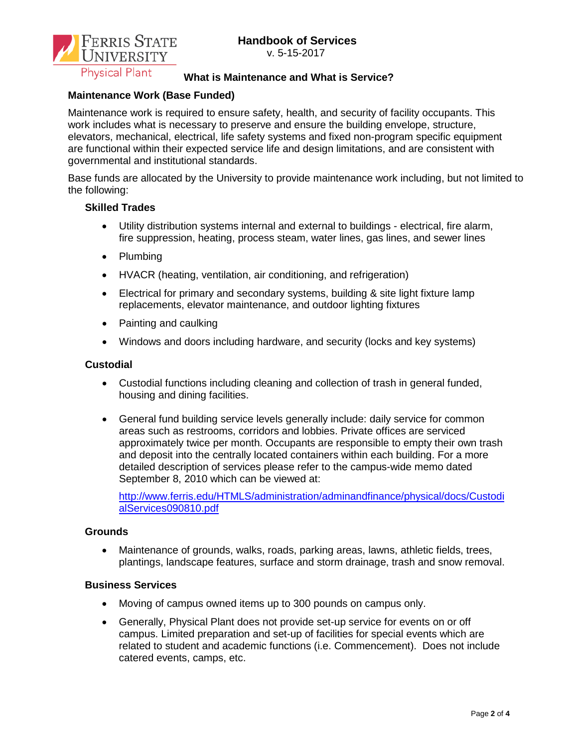## What is Maintenance and What is Service?

### Maintenance Work (Base Funded)

Maintenance work is required to ensure safety, health, and security of facility occupants. This work includes what is necessary to preserve and ensure the building envelope, structure, elevators, mechanical, electrical, life safety systems and fixed non-program specific equipment are functional within their expected service life and design limitations, and are consistent with governmental and institutional standards.

Base funds are allocated by the University to provide maintenance work including, but not limited to the following:

#### Skilled Trades

- Utility distribution systems internal and external to buildings - electrical, fire alarm, fire suppression, heating, process steam, water lines, gas lines, and sewer lines
- Plumbing
- HVACR (heating, ventilation, air conditioning, and refrigeration)
- Electrical for primary and secondary systems, building & site light fixture lamp replacements, elevator maintenance, and outdoor lighting fixtures
- Painting and caulking
- Windows and doors including hardware, and security (locks and key systems)

#### Custodial

- Custodial functions including cleaning and collection of trash in general funded, housing and dining facilities.
- General fund building service levels generally include: daily service for common areas such as restrooms, corridors and lobbies. Private offices are serviced approximately twice per month. Occupants are responsible to empty their own trash and deposit into the centrally located containers within each building. For a more detailed description of services please refer to the campus-wide memo dated September 8, 2010 which can be viewed at:

  http://www.ferris.edu/HTMLS/administration/adminandfinance/physical/docs/CustodialServices090810.pdf

#### Grounds

- Maintenance of grounds, walks, roads, parking areas, lawns, athletic fields, trees, plantings, landscape features, surface and storm drainage, trash and snow removal.

#### Business Services

- Moving of campus owned items up to 300 pounds on campus only.
- Generally, Physical Plant does not provide set-up service for events on or off campus. Limited preparation and set-up of facilities for special events which are related to student and academic functions (i.e. Commencement). Does not include catered events, camps, etc.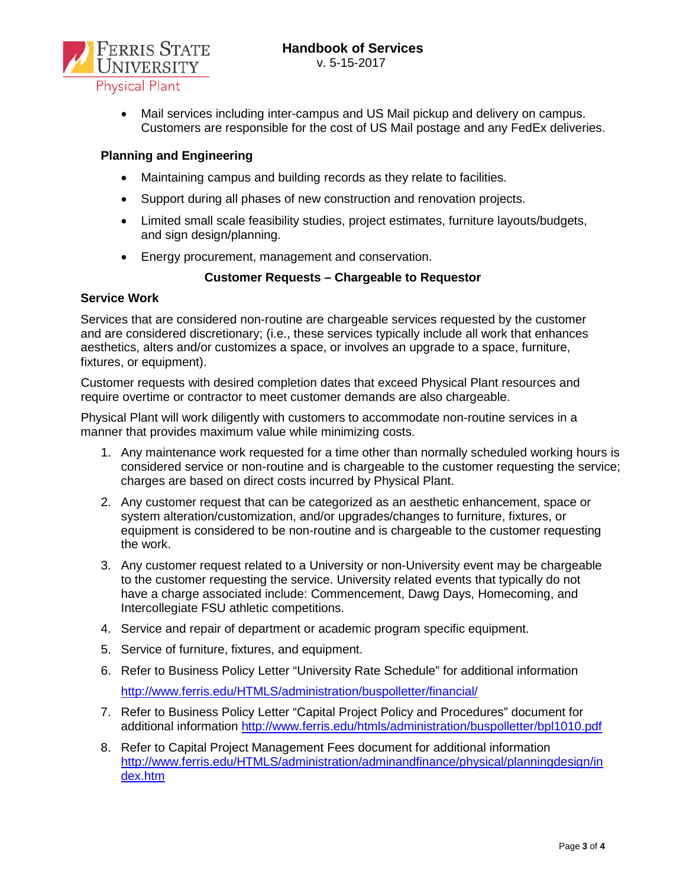- Mail services including inter-campus and US Mail pickup and delivery on campus. Customers are responsible for the cost of US Mail postage and any FedEx deliveries.

### Planning and Engineering

- Maintaining campus and building records as they relate to facilities.
- Support during all phases of new construction and renovation projects.
- Limited small scale feasibility studies, project estimates, furniture layouts/budgets, and sign design/planning.
- Energy procurement, management and conservation.

## Customer Requests – Chargeable to Requestor

### Service Work

Services that are considered non-routine are chargeable services requested by the customer and are considered discretionary; (i.e., these services typically include all work that enhances aesthetics, alters and/or customizes a space, or involves an upgrade to a space, furniture, fixtures, or equipment).

Customer requests with desired completion dates that exceed Physical Plant resources and require overtime or contractor to meet customer demands are also chargeable.

Physical Plant will work diligently with customers to accommodate non-routine services in a manner that provides maximum value while minimizing costs.

1. Any maintenance work requested for a time other than normally scheduled working hours is considered service or non-routine and is chargeable to the customer requesting the service; charges are based on direct costs incurred by Physical Plant.
2. Any customer request that can be categorized as an aesthetic enhancement, space or system alteration/customization, and/or upgrades/changes to furniture, fixtures, or equipment is considered to be non-routine and is chargeable to the customer requesting the work.
3. Any customer request related to a University or non-University event may be chargeable to the customer requesting the service. University related events that typically do not have a charge associated include: Commencement, Dawg Days, Homecoming, and Intercollegiate FSU athletic competitions.
4. Service and repair of department or academic program specific equipment.
5. Service of furniture, fixtures, and equipment.
6. Refer to Business Policy Letter "University Rate Schedule" for additional information http://www.ferris.edu/HTMLS/administration/buspolletter/financial/
7. Refer to Business Policy Letter "Capital Project Policy and Procedures" document for additional information http://www.ferris.edu/htmls/administration/buspolletter/bpl1010.pdf
8. Refer to Capital Project Management Fees document for additional information http://www.ferris.edu/HTMLS/administration/adminandfinance/physical/planningdesign/index.htm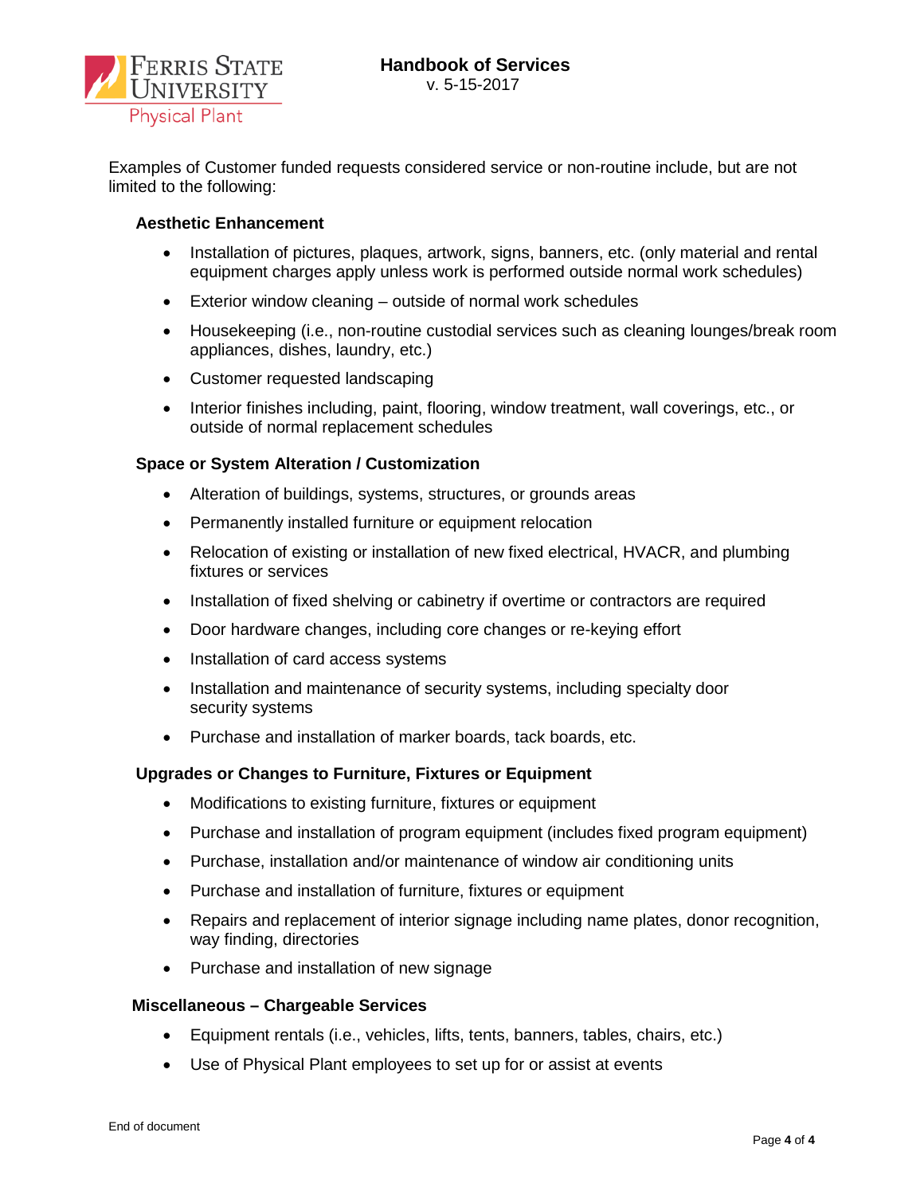Examples of Customer funded requests considered service or non-routine include, but are not limited to the following:

### Aesthetic Enhancement

- Installation of pictures, plaques, artwork, signs, banners, etc. (only material and rental equipment charges apply unless work is performed outside normal work schedules)
- Exterior window cleaning – outside of normal work schedules
- Housekeeping (i.e., non-routine custodial services such as cleaning lounges/break room appliances, dishes, laundry, etc.)
- Customer requested landscaping
- Interior finishes including, paint, flooring, window treatment, wall coverings, etc., or outside of normal replacement schedules

### Space or System Alteration / Customization

- Alteration of buildings, systems, structures, or grounds areas
- Permanently installed furniture or equipment relocation
- Relocation of existing or installation of new fixed electrical, HVACR, and plumbing fixtures or services
- Installation of fixed shelving or cabinetry if overtime or contractors are required
- Door hardware changes, including core changes or re-keying effort
- Installation of card access systems
- Installation and maintenance of security systems, including specialty door security systems
- Purchase and installation of marker boards, tack boards, etc.

### Upgrades or Changes to Furniture, Fixtures or Equipment

- Modifications to existing furniture, fixtures or equipment
- Purchase and installation of program equipment (includes fixed program equipment)
- Purchase, installation and/or maintenance of window air conditioning units
- Purchase and installation of furniture, fixtures or equipment
- Repairs and replacement of interior signage including name plates, donor recognition, way finding, directories
- Purchase and installation of new signage

### Miscellaneous – Chargeable Services

- Equipment rentals (i.e., vehicles, lifts, tents, banners, tables, chairs, etc.)
- Use of Physical Plant employees to set up for or assist at events

End of document